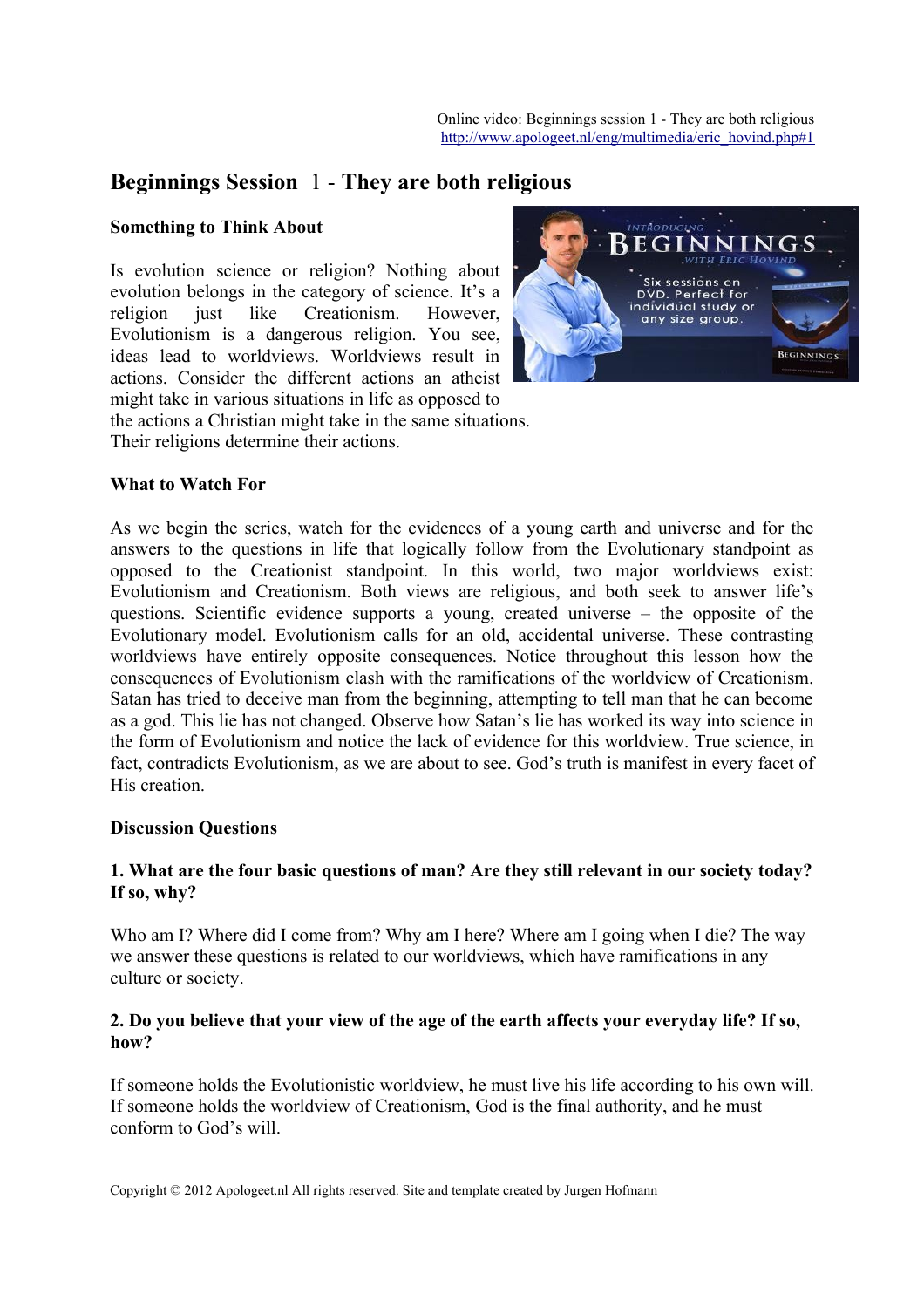Online video: Beginnings session 1 - They are both religious
http://www.apologeet.nl/eng/multimedia/eric_hovind.php#1

# Beginnings Session 1 - They are both religious

**Something to Think About**

Is evolution science or religion? Nothing about evolution belongs in the category of science. It's a religion just like Creationism. However, Evolutionism is a dangerous religion. You see, ideas lead to worldviews. Worldviews result in actions. Consider the different actions an atheist might take in various situations in life as opposed to the actions a Christian might take in the same situations. Their religions determine their actions.

**What to Watch For**

As we begin the series, watch for the evidences of a young earth and universe and for the answers to the questions in life that logically follow from the Evolutionary standpoint as opposed to the Creationist standpoint. In this world, two major worldviews exist: Evolutionism and Creationism. Both views are religious, and both seek to answer life's questions. Scientific evidence supports a young, created universe – the opposite of the Evolutionary model. Evolutionism calls for an old, accidental universe. These contrasting worldviews have entirely opposite consequences. Notice throughout this lesson how the consequences of Evolutionism clash with the ramifications of the worldview of Creationism. Satan has tried to deceive man from the beginning, attempting to tell man that he can become as a god. This lie has not changed. Observe how Satan's lie has worked its way into science in the form of Evolutionism and notice the lack of evidence for this worldview. True science, in fact, contradicts Evolutionism, as we are about to see. God's truth is manifest in every facet of His creation.

**Discussion Questions**

**1. What are the four basic questions of man? Are they still relevant in our society today? If so, why?**

Who am I? Where did I come from? Why am I here? Where am I going when I die? The way we answer these questions is related to our worldviews, which have ramifications in any culture or society.

**2. Do you believe that your view of the age of the earth affects your everyday life? If so, how?**

If someone holds the Evolutionistic worldview, he must live his life according to his own will. If someone holds the worldview of Creationism, God is the final authority, and he must conform to God's will.

Copyright © 2012 Apologeet.nl All rights reserved. Site and template created by Jurgen Hofmann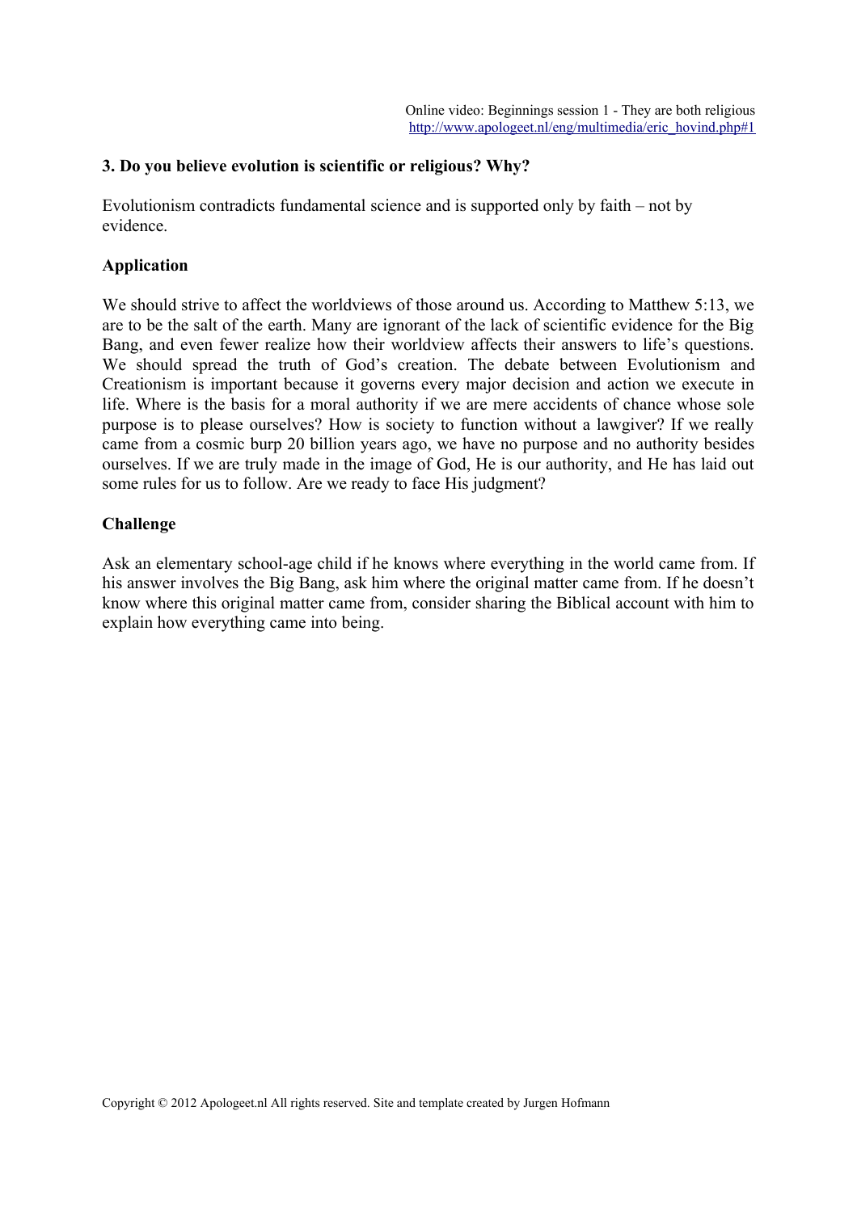Online video: Beginnings session 1 - They are both religious
http://www.apologeet.nl/eng/multimedia/eric_hovind.php#1

### 3. Do you believe evolution is scientific or religious? Why?

Evolutionism contradicts fundamental science and is supported only by faith – not by evidence.

### Application

We should strive to affect the worldviews of those around us. According to Matthew 5:13, we are to be the salt of the earth. Many are ignorant of the lack of scientific evidence for the Big Bang, and even fewer realize how their worldview affects their answers to life's questions. We should spread the truth of God's creation. The debate between Evolutionism and Creationism is important because it governs every major decision and action we execute in life. Where is the basis for a moral authority if we are mere accidents of chance whose sole purpose is to please ourselves? How is society to function without a lawgiver? If we really came from a cosmic burp 20 billion years ago, we have no purpose and no authority besides ourselves. If we are truly made in the image of God, He is our authority, and He has laid out some rules for us to follow. Are we ready to face His judgment?

### Challenge

Ask an elementary school-age child if he knows where everything in the world came from. If his answer involves the Big Bang, ask him where the original matter came from. If he doesn't know where this original matter came from, consider sharing the Biblical account with him to explain how everything came into being.

Copyright © 2012 Apologeet.nl All rights reserved. Site and template created by Jurgen Hofmann